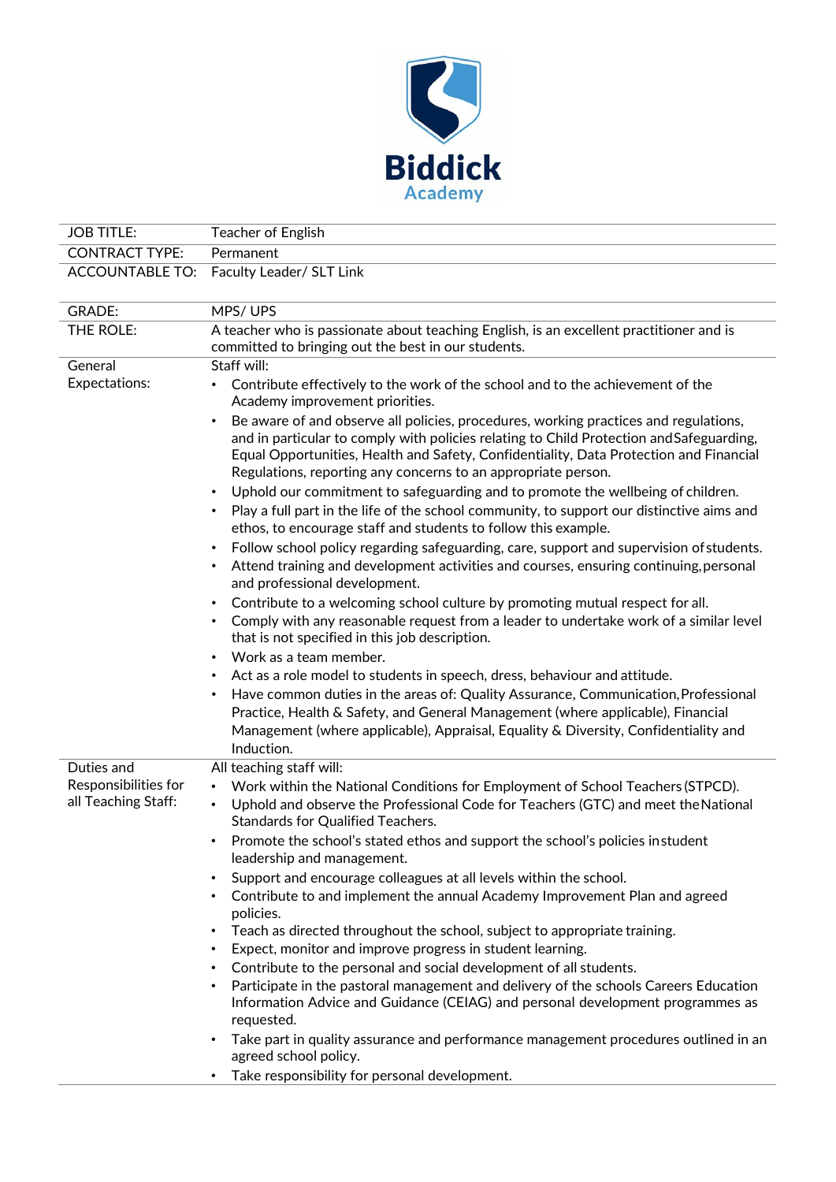Biddick Academy

| JOB TITLE: | Teacher of English |
|---|---|
| CONTRACT TYPE: | Permanent |
| ACCOUNTABLE TO: | Faculty Leader/ SLT Link |
| GRADE: | MPS/ UPS |
| THE ROLE: | A teacher who is passionate about teaching English, is an excellent practitioner and is committed to bringing out the best in our students. |
| General Expectations: | Staff will:<br>• Contribute effectively to the work of the school and to the achievement of the Academy improvement priorities.<br>• Be aware of and observe all policies, procedures, working practices and regulations, and in particular to comply with policies relating to Child Protection and Safeguarding, Equal Opportunities, Health and Safety, Confidentiality, Data Protection and Financial Regulations, reporting any concerns to an appropriate person.<br>• Uphold our commitment to safeguarding and to promote the wellbeing of children.<br>• Play a full part in the life of the school community, to support our distinctive aims and ethos, to encourage staff and students to follow this example.<br>• Follow school policy regarding safeguarding, care, support and supervision of students.<br>• Attend training and development activities and courses, ensuring continuing, personal and professional development.<br>• Contribute to a welcoming school culture by promoting mutual respect for all.<br>• Comply with any reasonable request from a leader to undertake work of a similar level that is not specified in this job description.<br>• Work as a team member.<br>• Act as a role model to students in speech, dress, behaviour and attitude.<br>• Have common duties in the areas of: Quality Assurance, Communication, Professional Practice, Health & Safety, and General Management (where applicable), Financial Management (where applicable), Appraisal, Equality & Diversity, Confidentiality and Induction. |
| Duties and Responsibilities for all Teaching Staff: | All teaching staff will:<br>• Work within the National Conditions for Employment of School Teachers (STPCD).<br>• Uphold and observe the Professional Code for Teachers (GTC) and meet the National Standards for Qualified Teachers.<br>• Promote the school's stated ethos and support the school's policies in student leadership and management.<br>• Support and encourage colleagues at all levels within the school.<br>• Contribute to and implement the annual Academy Improvement Plan and agreed policies.<br>• Teach as directed throughout the school, subject to appropriate training.<br>• Expect, monitor and improve progress in student learning.<br>• Contribute to the personal and social development of all students.<br>• Participate in the pastoral management and delivery of the schools Careers Education Information Advice and Guidance (CEIAG) and personal development programmes as requested.<br>• Take part in quality assurance and performance management procedures outlined in an agreed school policy.<br>• Take responsibility for personal development. |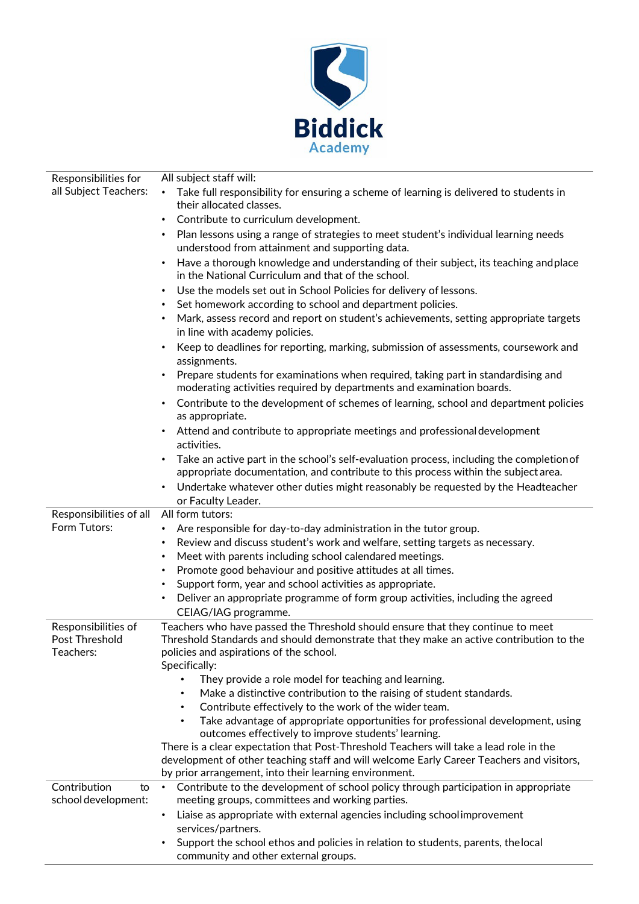**Biddick Academy**

| | |
|---|---|
| Responsibilities for all Subject Teachers: | All subject staff will:<br>• Take full responsibility for ensuring a scheme of learning is delivered to students in their allocated classes.<br>• Contribute to curriculum development.<br>• Plan lessons using a range of strategies to meet student's individual learning needs understood from attainment and supporting data.<br>• Have a thorough knowledge and understanding of their subject, its teaching and place in the National Curriculum and that of the school.<br>• Use the models set out in School Policies for delivery of lessons.<br>• Set homework according to school and department policies.<br>• Mark, assess record and report on student's achievements, setting appropriate targets in line with academy policies.<br>• Keep to deadlines for reporting, marking, submission of assessments, coursework and assignments.<br>• Prepare students for examinations when required, taking part in standardising and moderating activities required by departments and examination boards.<br>• Contribute to the development of schemes of learning, school and department policies as appropriate.<br>• Attend and contribute to appropriate meetings and professional development activities.<br>• Take an active part in the school's self-evaluation process, including the completion of appropriate documentation, and contribute to this process within the subject area.<br>• Undertake whatever other duties might reasonably be requested by the Headteacher or Faculty Leader. |
| Responsibilities of all Form Tutors: | All form tutors:<br>• Are responsible for day-to-day administration in the tutor group.<br>• Review and discuss student's work and welfare, setting targets as necessary.<br>• Meet with parents including school calendared meetings.<br>• Promote good behaviour and positive attitudes at all times.<br>• Support form, year and school activities as appropriate.<br>• Deliver an appropriate programme of form group activities, including the agreed CEIAG/IAG programme. |
| Responsibilities of Post Threshold Teachers: | Teachers who have passed the Threshold should ensure that they continue to meet Threshold Standards and should demonstrate that they make an active contribution to the policies and aspirations of the school.<br>Specifically:<br>• They provide a role model for teaching and learning.<br>• Make a distinctive contribution to the raising of student standards.<br>• Contribute effectively to the work of the wider team.<br>• Take advantage of appropriate opportunities for professional development, using outcomes effectively to improve students' learning.<br>There is a clear expectation that Post-Threshold Teachers will take a lead role in the development of other teaching staff and will welcome Early Career Teachers and visitors, by prior arrangement, into their learning environment. |
| Contribution to school development: | • Contribute to the development of school policy through participation in appropriate meeting groups, committees and working parties.<br>• Liaise as appropriate with external agencies including school improvement services/partners.<br>• Support the school ethos and policies in relation to students, parents, the local community and other external groups. |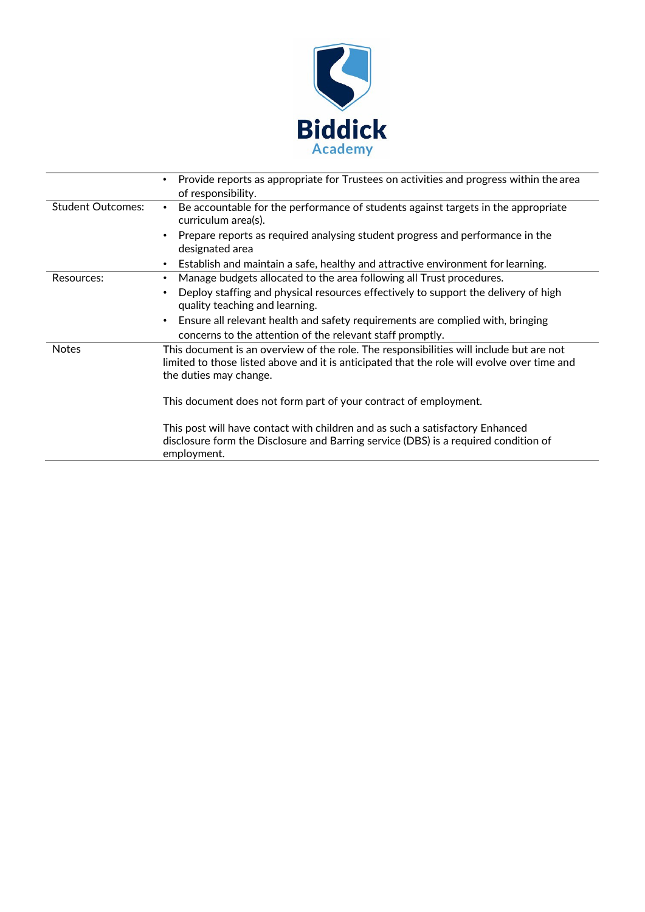| | |
|---|---|
| | • Provide reports as appropriate for Trustees on activities and progress within the area of responsibility. |
| Student Outcomes: | • Be accountable for the performance of students against targets in the appropriate curriculum area(s).<br>• Prepare reports as required analysing student progress and performance in the designated area<br>• Establish and maintain a safe, healthy and attractive environment for learning. |
| Resources: | • Manage budgets allocated to the area following all Trust procedures.<br>• Deploy staffing and physical resources effectively to support the delivery of high quality teaching and learning.<br>• Ensure all relevant health and safety requirements are complied with, bringing concerns to the attention of the relevant staff promptly. |
| Notes | This document is an overview of the role. The responsibilities will include but are not limited to those listed above and it is anticipated that the role will evolve over time and the duties may change.<br><br>This document does not form part of your contract of employment.<br><br>This post will have contact with children and as such a satisfactory Enhanced disclosure form the Disclosure and Barring service (DBS) is a required condition of employment. |